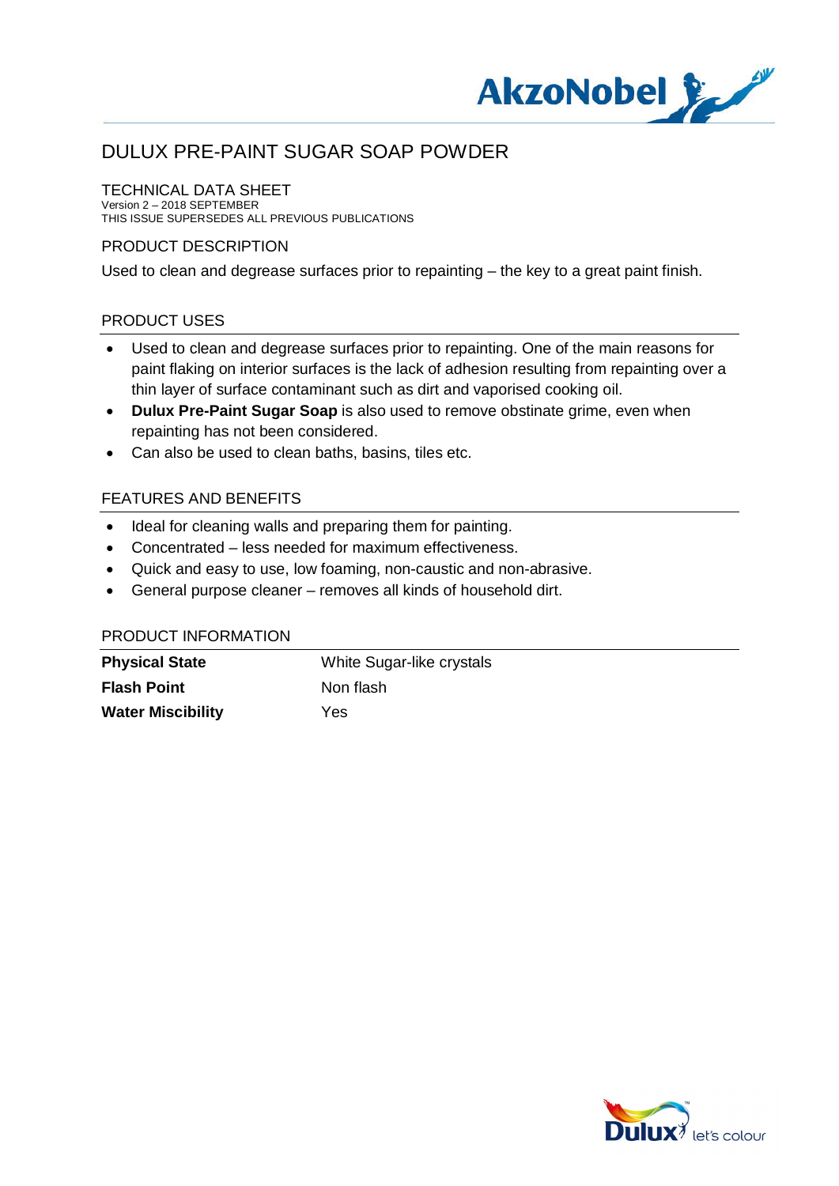# DULUX PRE-PAINT SUGAR SOAP POWDER

## TECHNICAL DATA SHEET

Version 2 – 2018 SEPTEMBER
THIS ISSUE SUPERSEDES ALL PREVIOUS PUBLICATIONS

## PRODUCT DESCRIPTION

Used to clean and degrease surfaces prior to repainting – the key to a great paint finish.

## PRODUCT USES

- Used to clean and degrease surfaces prior to repainting. One of the main reasons for paint flaking on interior surfaces is the lack of adhesion resulting from repainting over a thin layer of surface contaminant such as dirt and vaporised cooking oil.
- **Dulux Pre-Paint Sugar Soap** is also used to remove obstinate grime, even when repainting has not been considered.
- Can also be used to clean baths, basins, tiles etc.

## FEATURES AND BENEFITS

- Ideal for cleaning walls and preparing them for painting.
- Concentrated – less needed for maximum effectiveness.
- Quick and easy to use, low foaming, non-caustic and non-abrasive.
- General purpose cleaner – removes all kinds of household dirt.

## PRODUCT INFORMATION

| | |
|---|---|
| **Physical State** | White Sugar-like crystals |
| **Flash Point** | Non flash |
| **Water Miscibility** | Yes |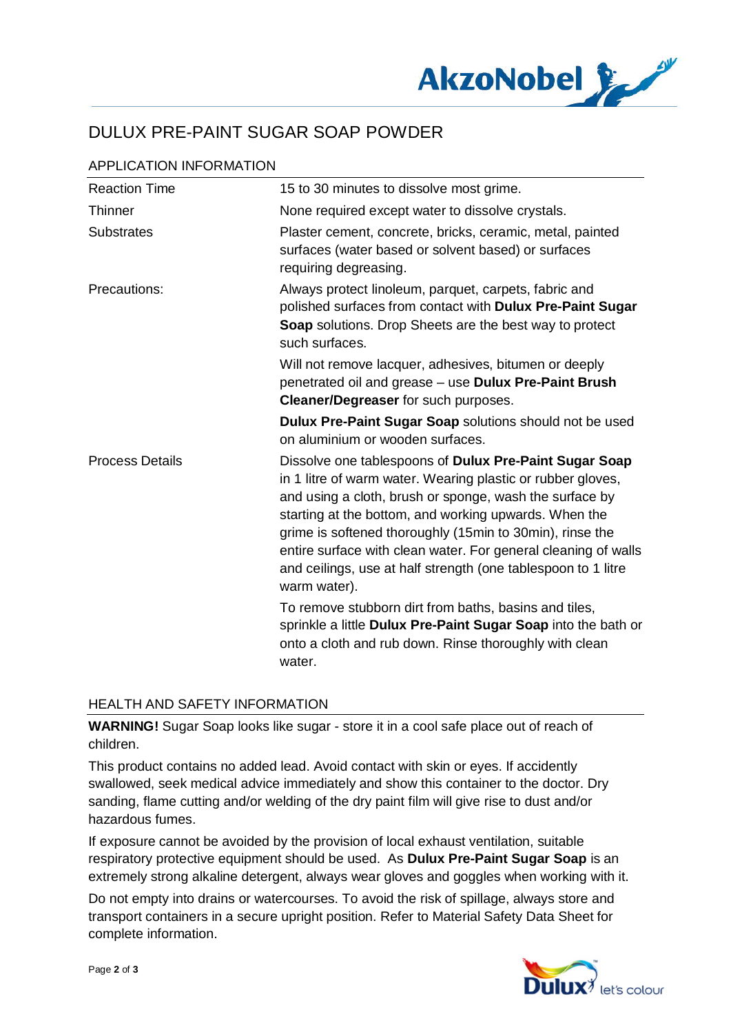# DULUX PRE-PAINT SUGAR SOAP POWDER

## APPLICATION INFORMATION

| | |
|---|---|
| Reaction Time | 15 to 30 minutes to dissolve most grime. |
| Thinner | None required except water to dissolve crystals. |
| Substrates | Plaster cement, concrete, bricks, ceramic, metal, painted surfaces (water based or solvent based) or surfaces requiring degreasing. |
| Precautions: | Always protect linoleum, parquet, carpets, fabric and polished surfaces from contact with **Dulux Pre-Paint Sugar Soap** solutions. Drop Sheets are the best way to protect such surfaces.<br><br>Will not remove lacquer, adhesives, bitumen or deeply penetrated oil and grease – use **Dulux Pre-Paint Brush Cleaner/Degreaser** for such purposes.<br><br>**Dulux Pre-Paint Sugar Soap** solutions should not be used on aluminium or wooden surfaces. |
| Process Details | Dissolve one tablespoons of **Dulux Pre-Paint Sugar Soap** in 1 litre of warm water. Wearing plastic or rubber gloves, and using a cloth, brush or sponge, wash the surface by starting at the bottom, and working upwards. When the grime is softened thoroughly (15min to 30min), rinse the entire surface with clean water. For general cleaning of walls and ceilings, use at half strength (one tablespoon to 1 litre warm water).<br><br>To remove stubborn dirt from baths, basins and tiles, sprinkle a little **Dulux Pre-Paint Sugar Soap** into the bath or onto a cloth and rub down. Rinse thoroughly with clean water. |

## HEALTH AND SAFETY INFORMATION

**WARNING!** Sugar Soap looks like sugar - store it in a cool safe place out of reach of children.

This product contains no added lead. Avoid contact with skin or eyes. If accidently swallowed, seek medical advice immediately and show this container to the doctor. Dry sanding, flame cutting and/or welding of the dry paint film will give rise to dust and/or hazardous fumes.

If exposure cannot be avoided by the provision of local exhaust ventilation, suitable respiratory protective equipment should be used. As **Dulux Pre-Paint Sugar Soap** is an extremely strong alkaline detergent, always wear gloves and goggles when working with it.

Do not empty into drains or watercourses. To avoid the risk of spillage, always store and transport containers in a secure upright position. Refer to Material Safety Data Sheet for complete information.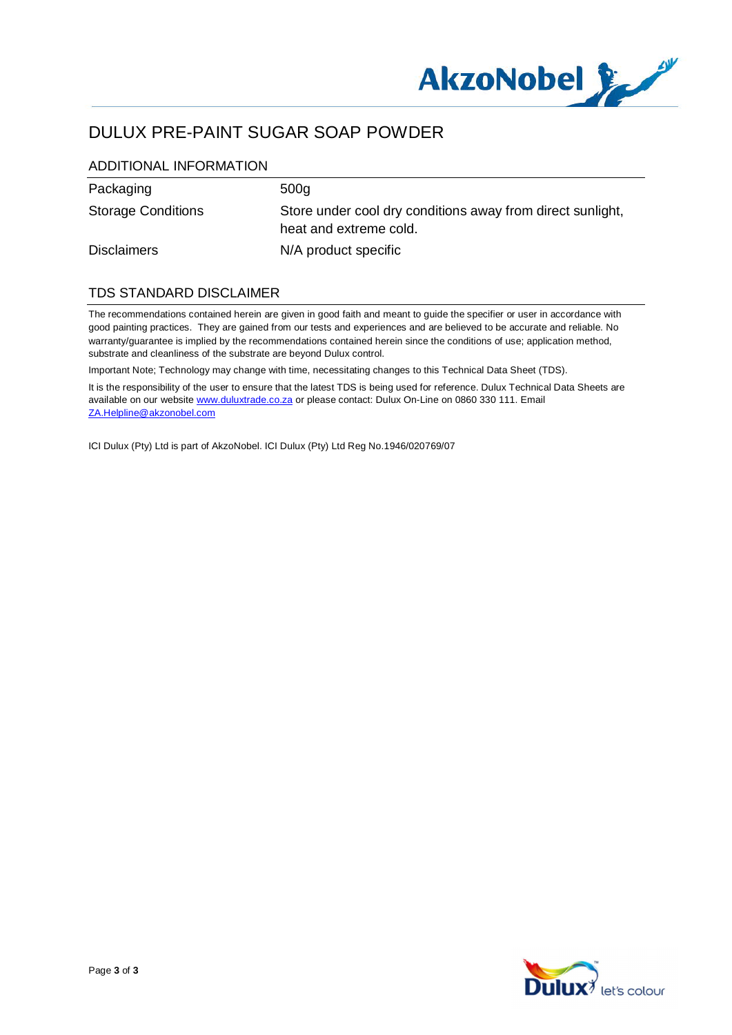# DULUX PRE-PAINT SUGAR SOAP POWDER

## ADDITIONAL INFORMATION

| | |
|---|---|
| Packaging | 500g |
| Storage Conditions | Store under cool dry conditions away from direct sunlight, heat and extreme cold. |
| Disclaimers | N/A product specific |

## TDS STANDARD DISCLAIMER

The recommendations contained herein are given in good faith and meant to guide the specifier or user in accordance with good painting practices. They are gained from our tests and experiences and are believed to be accurate and reliable. No warranty/guarantee is implied by the recommendations contained herein since the conditions of use; application method, substrate and cleanliness of the substrate are beyond Dulux control.

Important Note; Technology may change with time, necessitating changes to this Technical Data Sheet (TDS).

It is the responsibility of the user to ensure that the latest TDS is being used for reference. Dulux Technical Data Sheets are available on our website www.duluxtrade.co.za or please contact: Dulux On-Line on 0860 330 111. Email ZA.Helpline@akzonobel.com

ICI Dulux (Pty) Ltd is part of AkzoNobel. ICI Dulux (Pty) Ltd Reg No.1946/020769/07